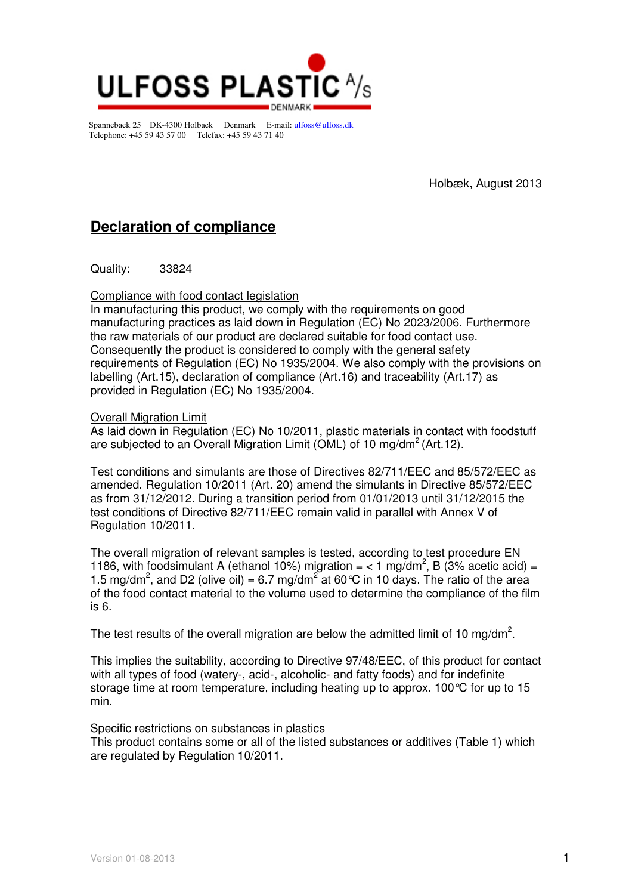**ULFOSS PLASTIC A/S**
DENMARK

Spannebaek 25 DK-4300 Holbaek Denmark E-mail: ulfoss@ulfoss.dk
Telephone: +45 59 43 57 00 Telefax: +45 59 43 71 40

Holbæk, August 2013

# Declaration of compliance

Quality: 33824

## Compliance with food contact legislation

In manufacturing this product, we comply with the requirements on good manufacturing practices as laid down in Regulation (EC) No 2023/2006. Furthermore the raw materials of our product are declared suitable for food contact use. Consequently the product is considered to comply with the general safety requirements of Regulation (EC) No 1935/2004. We also comply with the provisions on labelling (Art.15), declaration of compliance (Art.16) and traceability (Art.17) as provided in Regulation (EC) No 1935/2004.

## Overall Migration Limit

As laid down in Regulation (EC) No 10/2011, plastic materials in contact with foodstuff are subjected to an Overall Migration Limit (OML) of 10 $mg/dm^2$ (Art.12).

Test conditions and simulants are those of Directives 82/711/EEC and 85/572/EEC as amended. Regulation 10/2011 (Art. 20) amend the simulants in Directive 85/572/EEC as from 31/12/2012. During a transition period from 01/01/2013 until 31/12/2015 the test conditions of Directive 82/711/EEC remain valid in parallel with Annex V of Regulation 10/2011.

The overall migration of relevant samples is tested, according to test procedure EN 1186, with foodsimulant A (ethanol 10%) migration = < 1 $mg/dm^2$, B (3% acetic acid) = 1.5 $mg/dm^2$, and D2 (olive oil) = 6.7 $mg/dm^2$ at 60℃ in 10 days. The ratio of the area of the food contact material to the volume used to determine the compliance of the film is 6.

The test results of the overall migration are below the admitted limit of 10 $mg/dm^2$.

This implies the suitability, according to Directive 97/48/EEC, of this product for contact with all types of food (watery-, acid-, alcoholic- and fatty foods) and for indefinite storage time at room temperature, including heating up to approx. 100℃ for up to 15 min.

## Specific restrictions on substances in plastics

This product contains some or all of the listed substances or additives (Table 1) which are regulated by Regulation 10/2011.

Version 01-08-2013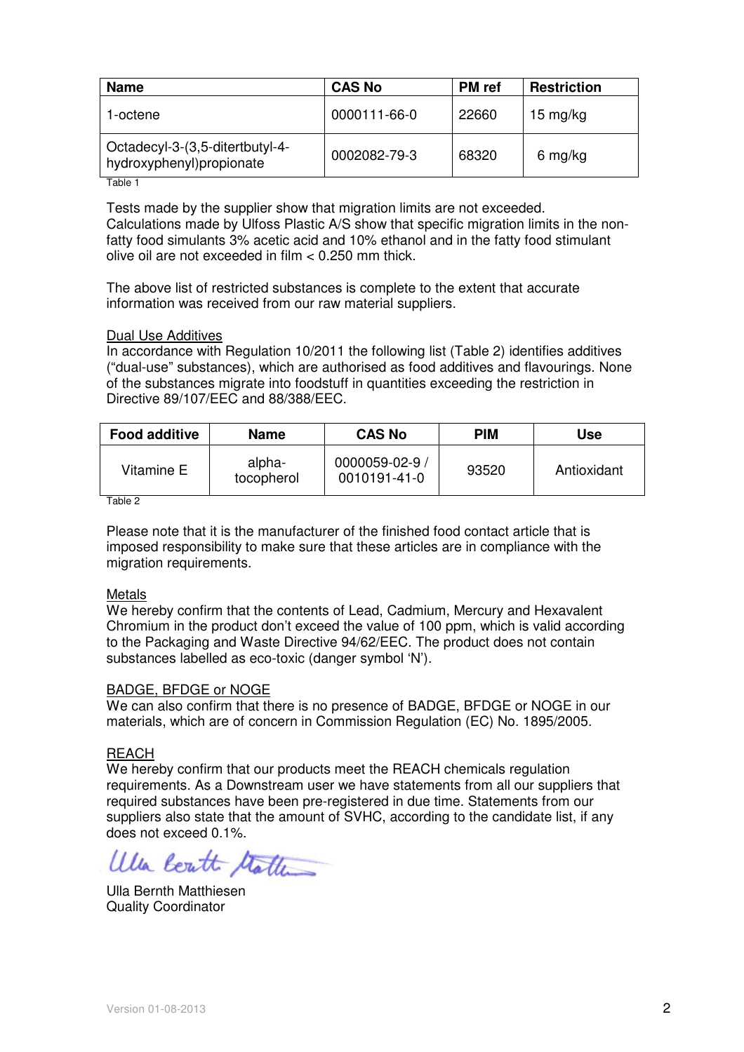| Name | CAS No | PM ref | Restriction |
|---|---|---|---|
| 1-octene | 0000111-66-0 | 22660 | 15 mg/kg |
| Octadecyl-3-(3,5-ditertbutyl-4-hydroxyphenyl)propionate | 0002082-79-3 | 68320 | 6 mg/kg |

Table 1

Tests made by the supplier show that migration limits are not exceeded.
Calculations made by Ulfoss Plastic A/S show that specific migration limits in the non-fatty food simulants 3% acetic acid and 10% ethanol and in the fatty food stimulant olive oil are not exceeded in film < 0.250 mm thick.

The above list of restricted substances is complete to the extent that accurate information was received from our raw material suppliers.

Dual Use Additives

In accordance with Regulation 10/2011 the following list (Table 2) identifies additives ("dual-use" substances), which are authorised as food additives and flavourings. None of the substances migrate into foodstuff in quantities exceeding the restriction in Directive 89/107/EEC and 88/388/EEC.

| Food additive | Name | CAS No | PIM | Use |
|---|---|---|---|---|
| Vitamine E | alpha-tocopherol | 0000059-02-9 / 0010191-41-0 | 93520 | Antioxidant |

Table 2

Please note that it is the manufacturer of the finished food contact article that is imposed responsibility to make sure that these articles are in compliance with the migration requirements.

Metals

We hereby confirm that the contents of Lead, Cadmium, Mercury and Hexavalent Chromium in the product don't exceed the value of 100 ppm, which is valid according to the Packaging and Waste Directive 94/62/EEC. The product does not contain substances labelled as eco-toxic (danger symbol 'N').

BADGE, BFDGE or NOGE

We can also confirm that there is no presence of BADGE, BFDGE or NOGE in our materials, which are of concern in Commission Regulation (EC) No. 1895/2005.

REACH

We hereby confirm that our products meet the REACH chemicals regulation requirements. As a Downstream user we have statements from all our suppliers that required substances have been pre-registered in due time. Statements from our suppliers also state that the amount of SVHC, according to the candidate list, if any does not exceed 0.1%.

Ulla Bernth Matthiesen
Quality Coordinator

Version 01-08-2013